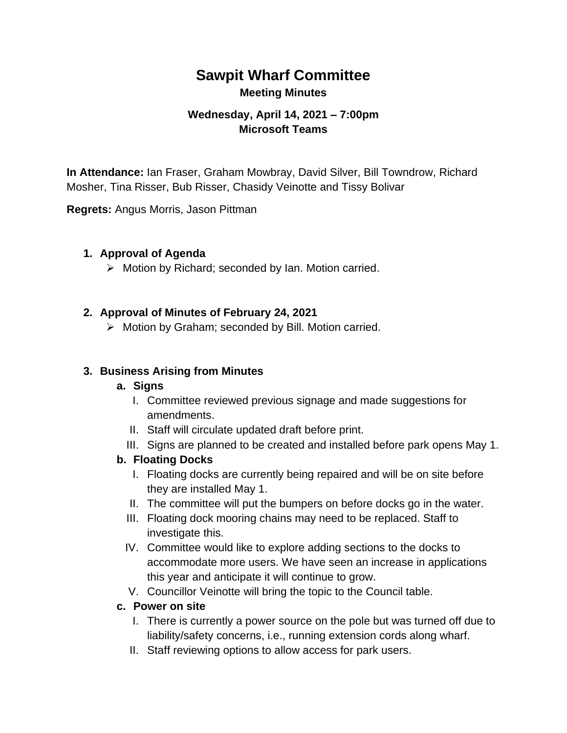# Sawpit Wharf Committee

**Meeting Minutes**

**Wednesday, April 14, 2021 – 7:00pm**
**Microsoft Teams**

**In Attendance:** Ian Fraser, Graham Mowbray, David Silver, Bill Towndrow, Richard Mosher, Tina Risser, Bub Risser, Chasidy Veinotte and Tissy Bolivar

**Regrets:** Angus Morris, Jason Pittman

1. **Approval of Agenda**
   - Motion by Richard; seconded by Ian. Motion carried.

2. **Approval of Minutes of February 24, 2021**
   - Motion by Graham; seconded by Bill. Motion carried.

3. **Business Arising from Minutes**
   a. **Signs**
      I. Committee reviewed previous signage and made suggestions for amendments.
      II. Staff will circulate updated draft before print.
      III. Signs are planned to be created and installed before park opens May 1.

   b. **Floating Docks**
      I. Floating docks are currently being repaired and will be on site before they are installed May 1.
      II. The committee will put the bumpers on before docks go in the water.
      III. Floating dock mooring chains may need to be replaced. Staff to investigate this.
      IV. Committee would like to explore adding sections to the docks to accommodate more users. We have seen an increase in applications this year and anticipate it will continue to grow.
      V. Councillor Veinotte will bring the topic to the Council table.

   c. **Power on site**
      I. There is currently a power source on the pole but was turned off due to liability/safety concerns, i.e., running extension cords along wharf.
      II. Staff reviewing options to allow access for park users.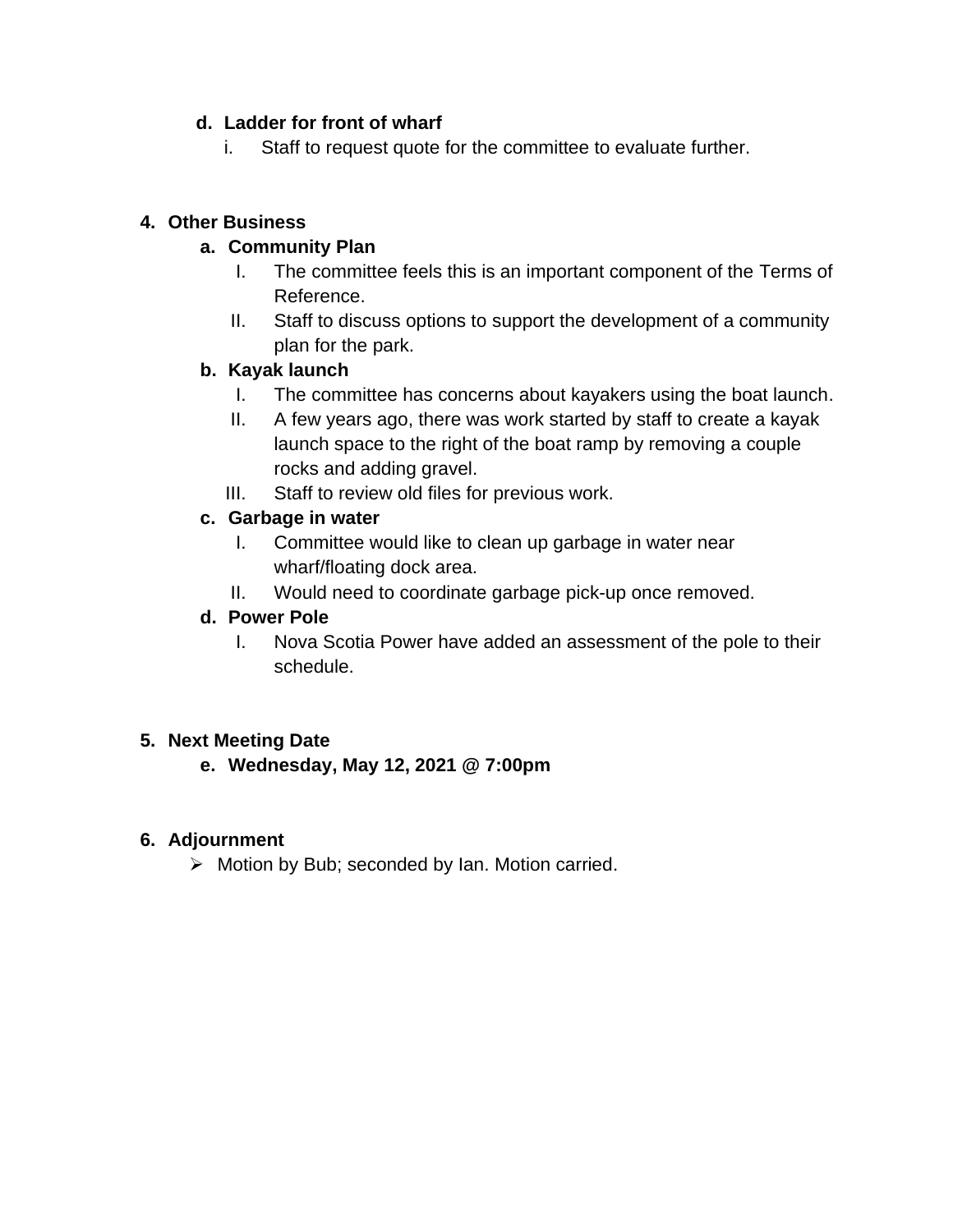- d. **Ladder for front of wharf**
  - i. Staff to request quote for the committee to evaluate further.

4. **Other Business**
   - a. **Community Plan**
     - I. The committee feels this is an important component of the Terms of Reference.
     - II. Staff to discuss options to support the development of a community plan for the park.
   - b. **Kayak launch**
     - I. The committee has concerns about kayakers using the boat launch.
     - II. A few years ago, there was work started by staff to create a kayak launch space to the right of the boat ramp by removing a couple rocks and adding gravel.
     - III. Staff to review old files for previous work.
   - c. **Garbage in water**
     - I. Committee would like to clean up garbage in water near wharf/floating dock area.
     - II. Would need to coordinate garbage pick-up once removed.
   - d. **Power Pole**
     - I. Nova Scotia Power have added an assessment of the pole to their schedule.

5. **Next Meeting Date**
   - e. **Wednesday, May 12, 2021 @ 7:00pm**

6. **Adjournment**
   - ➢ Motion by Bub; seconded by Ian. Motion carried.